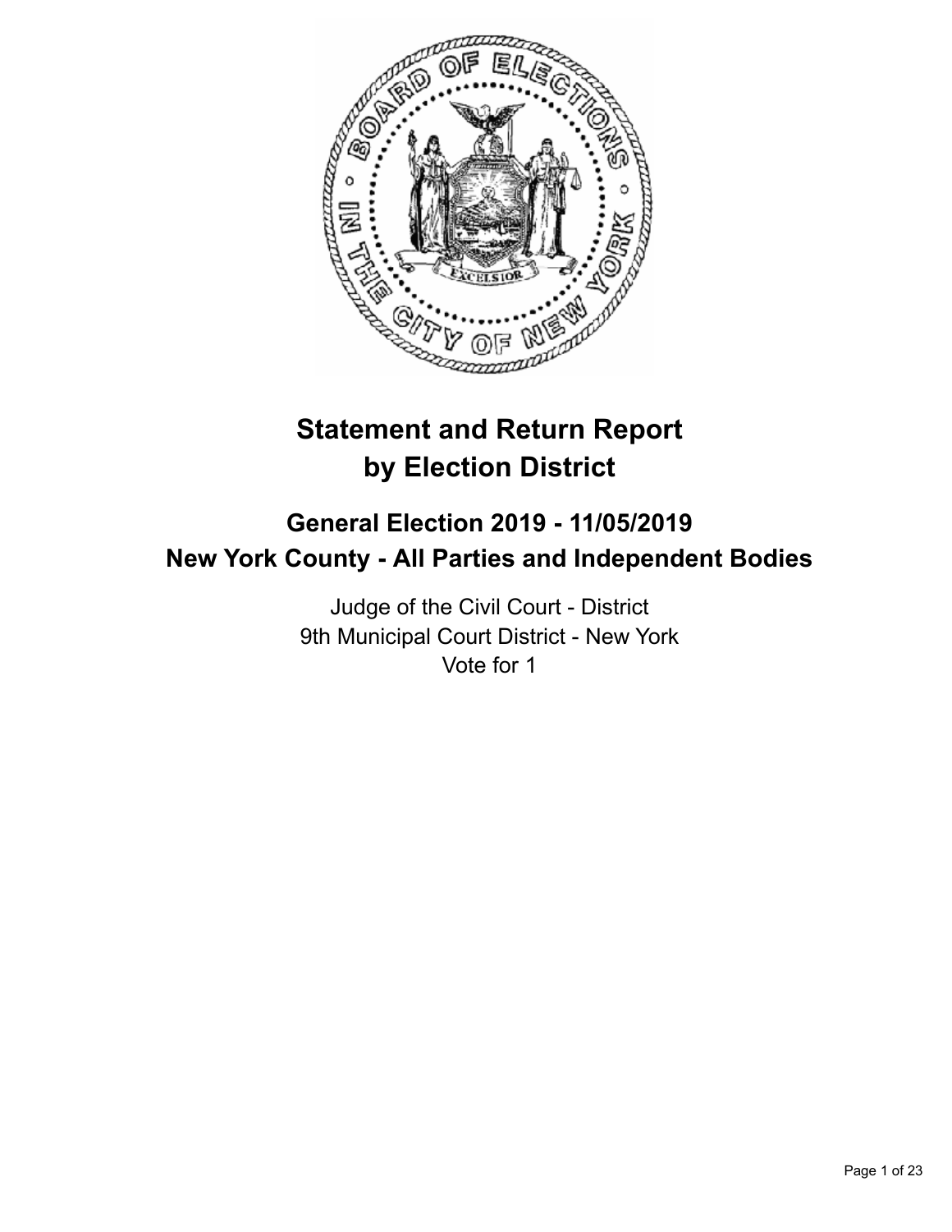# Statement and Return Report by Election District

## General Election 2019 - 11/05/2019
## New York County - All Parties and Independent Bodies

Judge of the Civil Court - District
9th Municipal Court District - New York
Vote for 1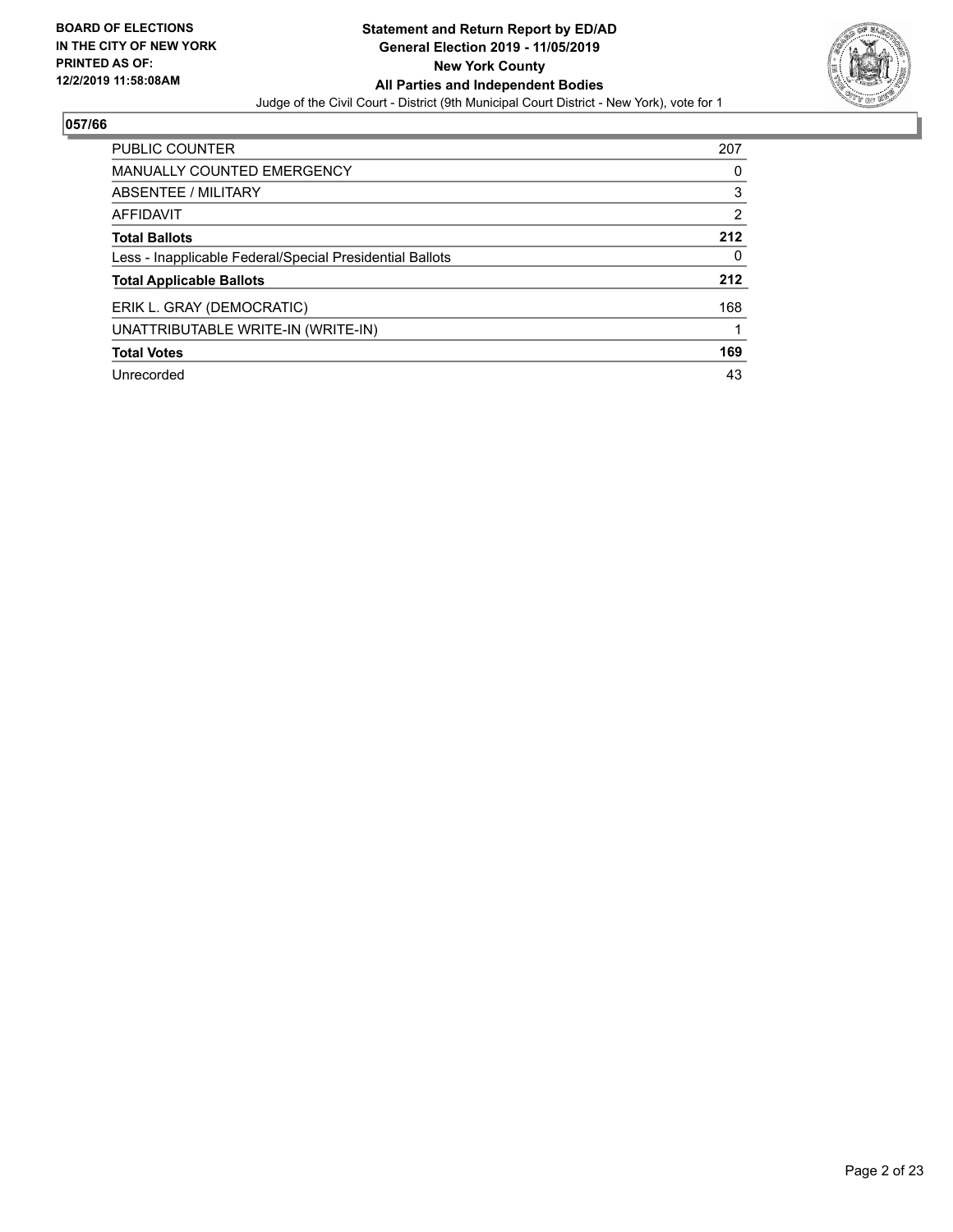**BOARD OF ELECTIONS IN THE CITY OF NEW YORK PRINTED AS OF: 12/2/2019 11:58:08AM**

**Statement and Return Report by ED/AD General Election 2019 - 11/05/2019 New York County All Parties and Independent Bodies**

Judge of the Civil Court - District (9th Municipal Court District - New York), vote for 1

## 057/66

| | |
|---|---|
| PUBLIC COUNTER | 207 |
| MANUALLY COUNTED EMERGENCY | 0 |
| ABSENTEE / MILITARY | 3 |
| AFFIDAVIT | 2 |
| **Total Ballots** | **212** |
| Less - Inapplicable Federal/Special Presidential Ballots | 0 |
| **Total Applicable Ballots** | **212** |
| ERIK L. GRAY (DEMOCRATIC) | 168 |
| UNATTRIBUTABLE WRITE-IN (WRITE-IN) | 1 |
| **Total Votes** | **169** |
| Unrecorded | 43 |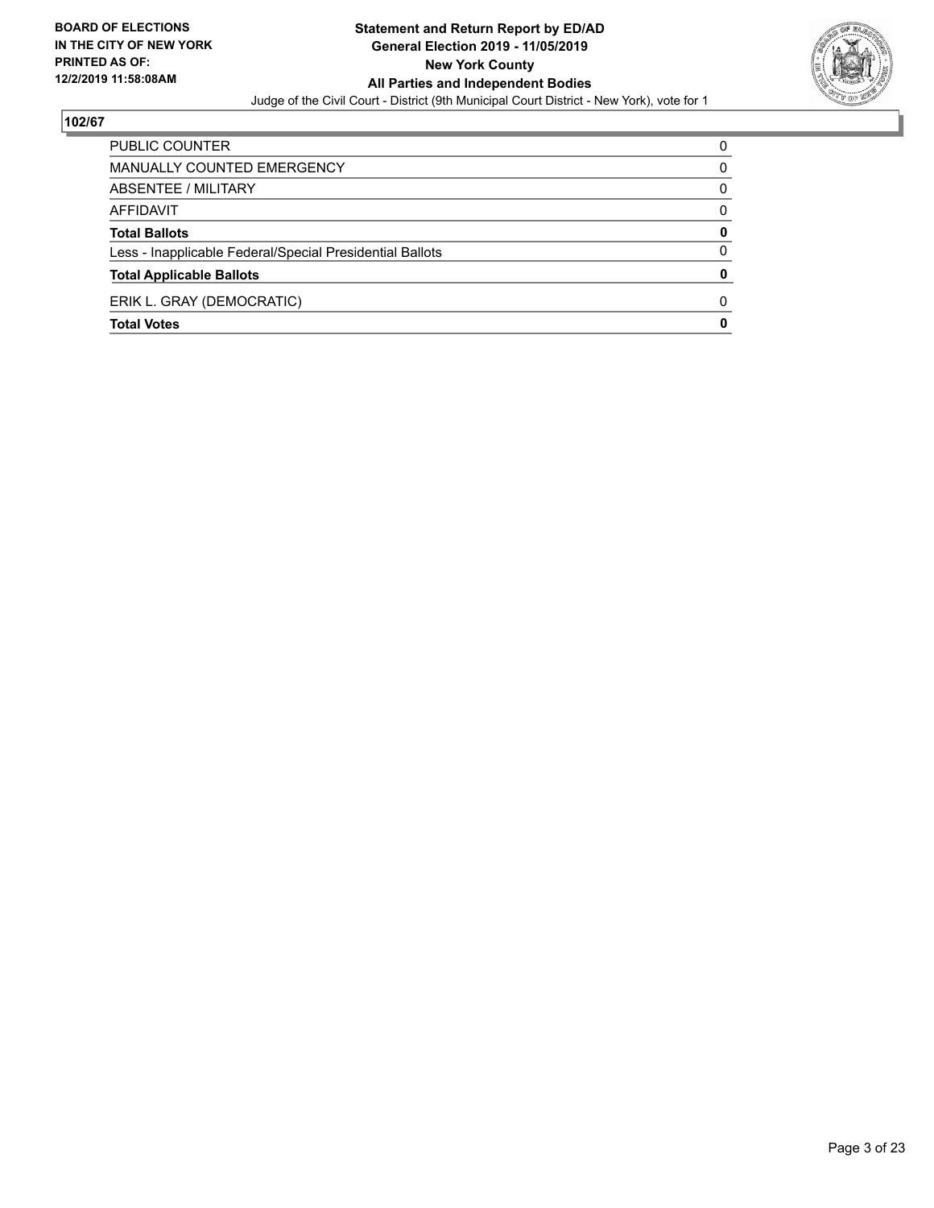**102/67**

| | |
|---|---|
| PUBLIC COUNTER | 0 |
| MANUALLY COUNTED EMERGENCY | 0 |
| ABSENTEE / MILITARY | 0 |
| AFFIDAVIT | 0 |
| **Total Ballots** | **0** |
| Less - Inapplicable Federal/Special Presidential Ballots | 0 |
| **Total Applicable Ballots** | **0** |
| ERIK L. GRAY (DEMOCRATIC) | 0 |
| **Total Votes** | **0** |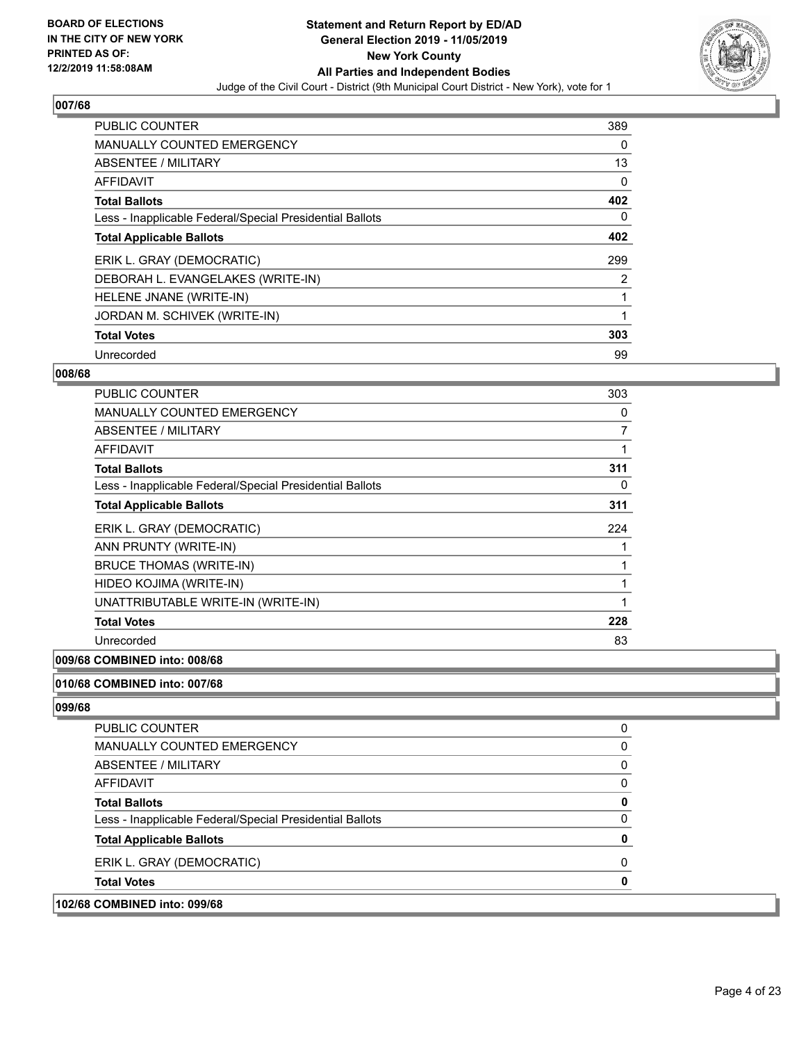## 007/68

| | |
|---|---|
| PUBLIC COUNTER | 389 |
| MANUALLY COUNTED EMERGENCY | 0 |
| ABSENTEE / MILITARY | 13 |
| AFFIDAVIT | 0 |
| **Total Ballots** | **402** |
| Less - Inapplicable Federal/Special Presidential Ballots | 0 |
| **Total Applicable Ballots** | **402** |
| ERIK L. GRAY (DEMOCRATIC) | 299 |
| DEBORAH L. EVANGELAKES (WRITE-IN) | 2 |
| HELENE JNANE (WRITE-IN) | 1 |
| JORDAN M. SCHIVEK (WRITE-IN) | 1 |
| **Total Votes** | **303** |
| Unrecorded | 99 |

## 008/68

| | |
|---|---|
| PUBLIC COUNTER | 303 |
| MANUALLY COUNTED EMERGENCY | 0 |
| ABSENTEE / MILITARY | 7 |
| AFFIDAVIT | 1 |
| **Total Ballots** | **311** |
| Less - Inapplicable Federal/Special Presidential Ballots | 0 |
| **Total Applicable Ballots** | **311** |
| ERIK L. GRAY (DEMOCRATIC) | 224 |
| ANN PRUNTY (WRITE-IN) | 1 |
| BRUCE THOMAS (WRITE-IN) | 1 |
| HIDEO KOJIMA (WRITE-IN) | 1 |
| UNATTRIBUTABLE WRITE-IN (WRITE-IN) | 1 |
| **Total Votes** | **228** |
| Unrecorded | 83 |

## 009/68 COMBINED into: 008/68

## 010/68 COMBINED into: 007/68

## 099/68

| | |
|---|---|
| PUBLIC COUNTER | 0 |
| MANUALLY COUNTED EMERGENCY | 0 |
| ABSENTEE / MILITARY | 0 |
| AFFIDAVIT | 0 |
| **Total Ballots** | **0** |
| Less - Inapplicable Federal/Special Presidential Ballots | 0 |
| **Total Applicable Ballots** | **0** |
| ERIK L. GRAY (DEMOCRATIC) | 0 |
| **Total Votes** | **0** |

## 102/68 COMBINED into: 099/68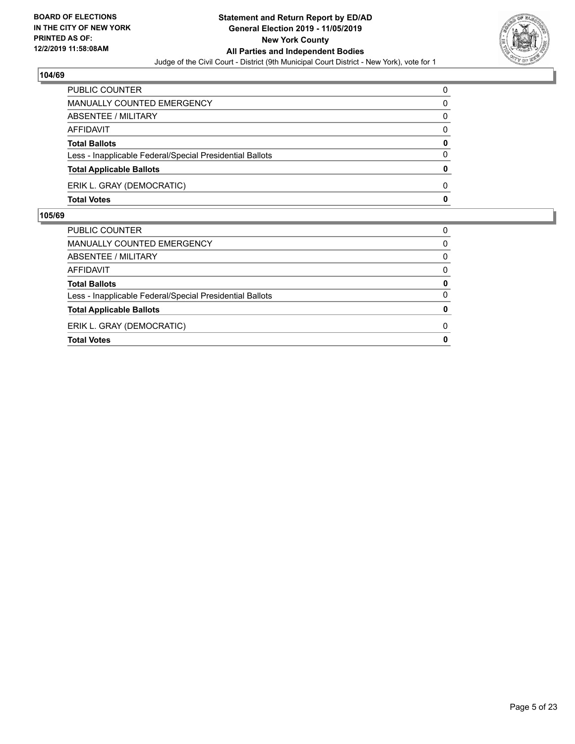**104/69**

| | |
|---|---|
| PUBLIC COUNTER | 0 |
| MANUALLY COUNTED EMERGENCY | 0 |
| ABSENTEE / MILITARY | 0 |
| AFFIDAVIT | 0 |
| **Total Ballots** | **0** |
| Less - Inapplicable Federal/Special Presidential Ballots | 0 |
| **Total Applicable Ballots** | **0** |
| ERIK L. GRAY (DEMOCRATIC) | 0 |
| **Total Votes** | **0** |

**105/69**

| | |
|---|---|
| PUBLIC COUNTER | 0 |
| MANUALLY COUNTED EMERGENCY | 0 |
| ABSENTEE / MILITARY | 0 |
| AFFIDAVIT | 0 |
| **Total Ballots** | **0** |
| Less - Inapplicable Federal/Special Presidential Ballots | 0 |
| **Total Applicable Ballots** | **0** |
| ERIK L. GRAY (DEMOCRATIC) | 0 |
| **Total Votes** | **0** |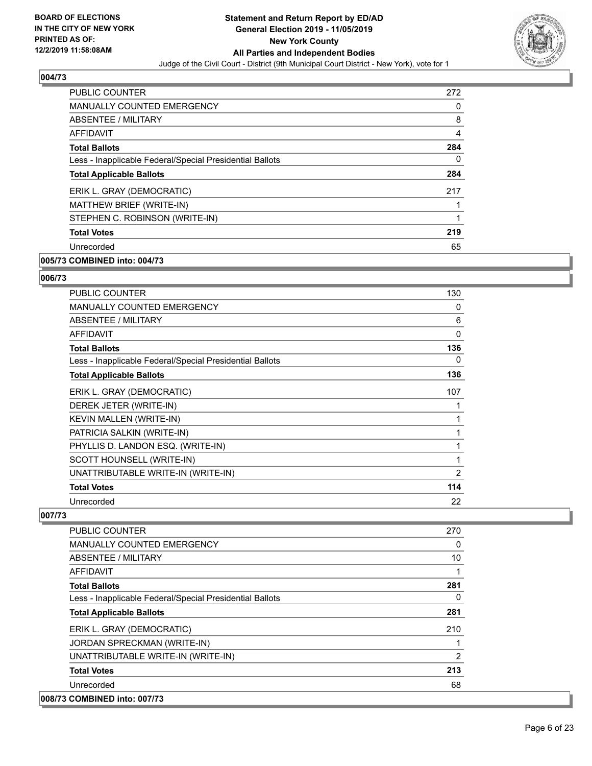**BOARD OF ELECTIONS IN THE CITY OF NEW YORK PRINTED AS OF: 12/2/2019 11:58:08AM**

**Statement and Return Report by ED/AD General Election 2019 - 11/05/2019 New York County All Parties and Independent Bodies**

Judge of the Civil Court - District (9th Municipal Court District - New York), vote for 1

## 004/73

| | |
|---|---|
| PUBLIC COUNTER | 272 |
| MANUALLY COUNTED EMERGENCY | 0 |
| ABSENTEE / MILITARY | 8 |
| AFFIDAVIT | 4 |
| **Total Ballots** | **284** |
| Less - Inapplicable Federal/Special Presidential Ballots | 0 |
| **Total Applicable Ballots** | **284** |
| ERIK L. GRAY (DEMOCRATIC) | 217 |
| MATTHEW BRIEF (WRITE-IN) | 1 |
| STEPHEN C. ROBINSON (WRITE-IN) | 1 |
| **Total Votes** | **219** |
| Unrecorded | 65 |

**005/73 COMBINED into: 004/73**

## 006/73

| | |
|---|---|
| PUBLIC COUNTER | 130 |
| MANUALLY COUNTED EMERGENCY | 0 |
| ABSENTEE / MILITARY | 6 |
| AFFIDAVIT | 0 |
| **Total Ballots** | **136** |
| Less - Inapplicable Federal/Special Presidential Ballots | 0 |
| **Total Applicable Ballots** | **136** |
| ERIK L. GRAY (DEMOCRATIC) | 107 |
| DEREK JETER (WRITE-IN) | 1 |
| KEVIN MALLEN (WRITE-IN) | 1 |
| PATRICIA SALKIN (WRITE-IN) | 1 |
| PHYLLIS D. LANDON ESQ. (WRITE-IN) | 1 |
| SCOTT HOUNSELL (WRITE-IN) | 1 |
| UNATTRIBUTABLE WRITE-IN (WRITE-IN) | 2 |
| **Total Votes** | **114** |
| Unrecorded | 22 |

## 007/73

| | |
|---|---|
| PUBLIC COUNTER | 270 |
| MANUALLY COUNTED EMERGENCY | 0 |
| ABSENTEE / MILITARY | 10 |
| AFFIDAVIT | 1 |
| **Total Ballots** | **281** |
| Less - Inapplicable Federal/Special Presidential Ballots | 0 |
| **Total Applicable Ballots** | **281** |
| ERIK L. GRAY (DEMOCRATIC) | 210 |
| JORDAN SPRECKMAN (WRITE-IN) | 1 |
| UNATTRIBUTABLE WRITE-IN (WRITE-IN) | 2 |
| **Total Votes** | **213** |
| Unrecorded | 68 |

**008/73 COMBINED into: 007/73**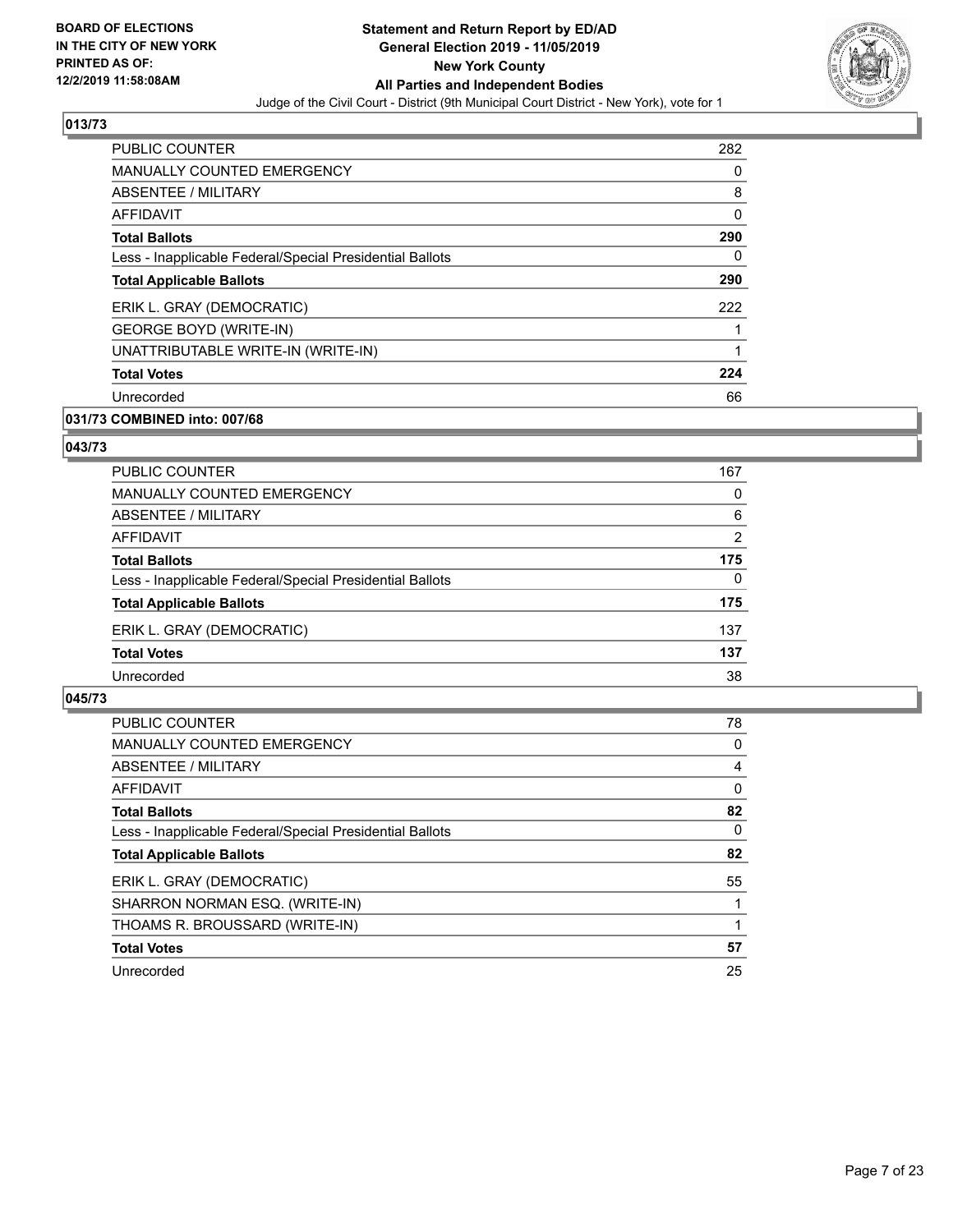**BOARD OF ELECTIONS IN THE CITY OF NEW YORK PRINTED AS OF: 12/2/2019 11:58:08AM**

# Statement and Return Report by ED/AD
## General Election 2019 - 11/05/2019
## New York County
## All Parties and Independent Bodies

Judge of the Civil Court - District (9th Municipal Court District - New York), vote for 1

### 013/73

| | |
|---|---|
| PUBLIC COUNTER | 282 |
| MANUALLY COUNTED EMERGENCY | 0 |
| ABSENTEE / MILITARY | 8 |
| AFFIDAVIT | 0 |
| **Total Ballots** | **290** |
| Less - Inapplicable Federal/Special Presidential Ballots | 0 |
| **Total Applicable Ballots** | **290** |
| ERIK L. GRAY (DEMOCRATIC) | 222 |
| GEORGE BOYD (WRITE-IN) | 1 |
| UNATTRIBUTABLE WRITE-IN (WRITE-IN) | 1 |
| **Total Votes** | **224** |
| Unrecorded | 66 |

### 031/73 COMBINED into: 007/68

### 043/73

| | |
|---|---|
| PUBLIC COUNTER | 167 |
| MANUALLY COUNTED EMERGENCY | 0 |
| ABSENTEE / MILITARY | 6 |
| AFFIDAVIT | 2 |
| **Total Ballots** | **175** |
| Less - Inapplicable Federal/Special Presidential Ballots | 0 |
| **Total Applicable Ballots** | **175** |
| ERIK L. GRAY (DEMOCRATIC) | 137 |
| **Total Votes** | **137** |
| Unrecorded | 38 |

### 045/73

| | |
|---|---|
| PUBLIC COUNTER | 78 |
| MANUALLY COUNTED EMERGENCY | 0 |
| ABSENTEE / MILITARY | 4 |
| AFFIDAVIT | 0 |
| **Total Ballots** | **82** |
| Less - Inapplicable Federal/Special Presidential Ballots | 0 |
| **Total Applicable Ballots** | **82** |
| ERIK L. GRAY (DEMOCRATIC) | 55 |
| SHARRON NORMAN ESQ. (WRITE-IN) | 1 |
| THOAMS R. BROUSSARD (WRITE-IN) | 1 |
| **Total Votes** | **57** |
| Unrecorded | 25 |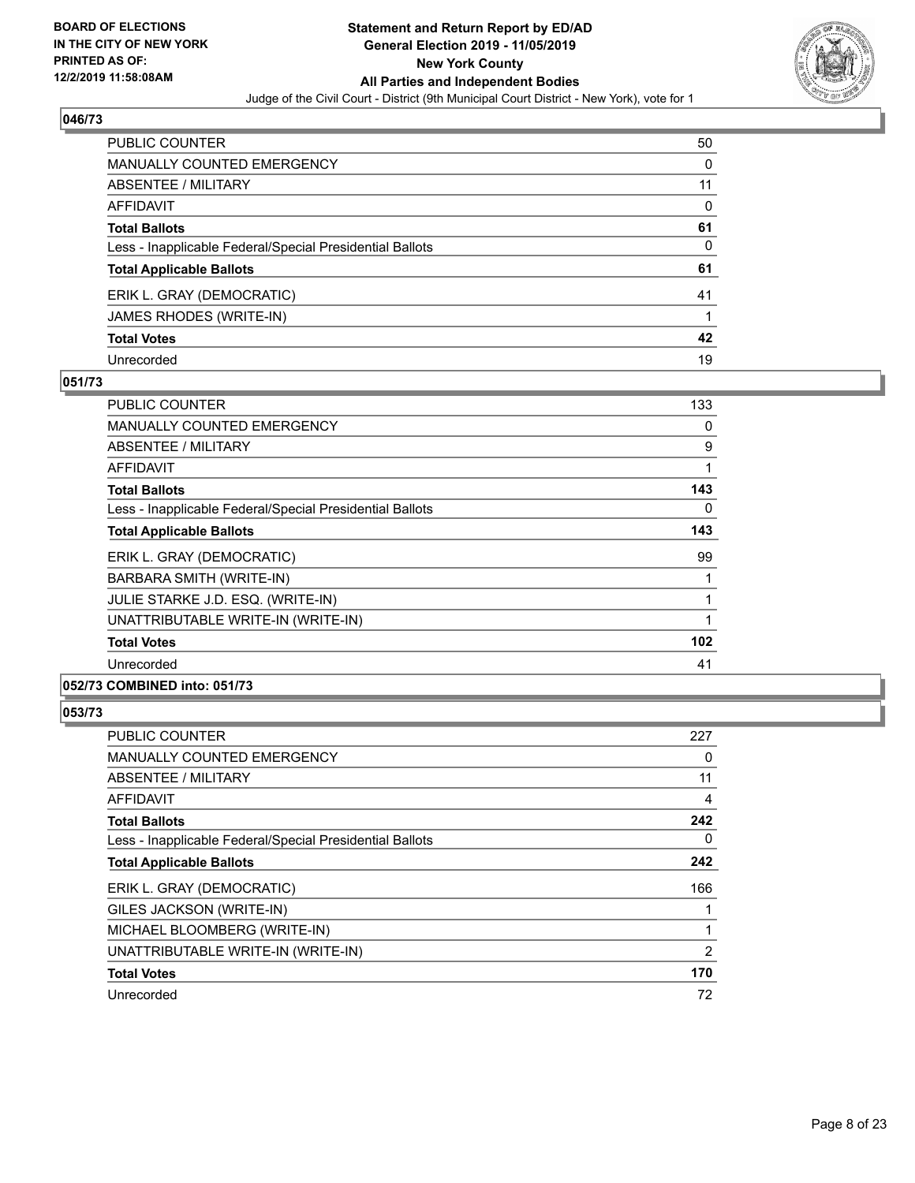### 046/73

| | |
|---|---|
| PUBLIC COUNTER | 50 |
| MANUALLY COUNTED EMERGENCY | 0 |
| ABSENTEE / MILITARY | 11 |
| AFFIDAVIT | 0 |
| **Total Ballots** | **61** |
| Less - Inapplicable Federal/Special Presidential Ballots | 0 |
| **Total Applicable Ballots** | **61** |
| ERIK L. GRAY (DEMOCRATIC) | 41 |
| JAMES RHODES (WRITE-IN) | 1 |
| **Total Votes** | **42** |
| Unrecorded | 19 |

### 051/73

| | |
|---|---|
| PUBLIC COUNTER | 133 |
| MANUALLY COUNTED EMERGENCY | 0 |
| ABSENTEE / MILITARY | 9 |
| AFFIDAVIT | 1 |
| **Total Ballots** | **143** |
| Less - Inapplicable Federal/Special Presidential Ballots | 0 |
| **Total Applicable Ballots** | **143** |
| ERIK L. GRAY (DEMOCRATIC) | 99 |
| BARBARA SMITH (WRITE-IN) | 1 |
| JULIE STARKE J.D. ESQ. (WRITE-IN) | 1 |
| UNATTRIBUTABLE WRITE-IN (WRITE-IN) | 1 |
| **Total Votes** | **102** |
| Unrecorded | 41 |

### 052/73 COMBINED into: 051/73

### 053/73

| | |
|---|---|
| PUBLIC COUNTER | 227 |
| MANUALLY COUNTED EMERGENCY | 0 |
| ABSENTEE / MILITARY | 11 |
| AFFIDAVIT | 4 |
| **Total Ballots** | **242** |
| Less - Inapplicable Federal/Special Presidential Ballots | 0 |
| **Total Applicable Ballots** | **242** |
| ERIK L. GRAY (DEMOCRATIC) | 166 |
| GILES JACKSON (WRITE-IN) | 1 |
| MICHAEL BLOOMBERG (WRITE-IN) | 1 |
| UNATTRIBUTABLE WRITE-IN (WRITE-IN) | 2 |
| **Total Votes** | **170** |
| Unrecorded | 72 |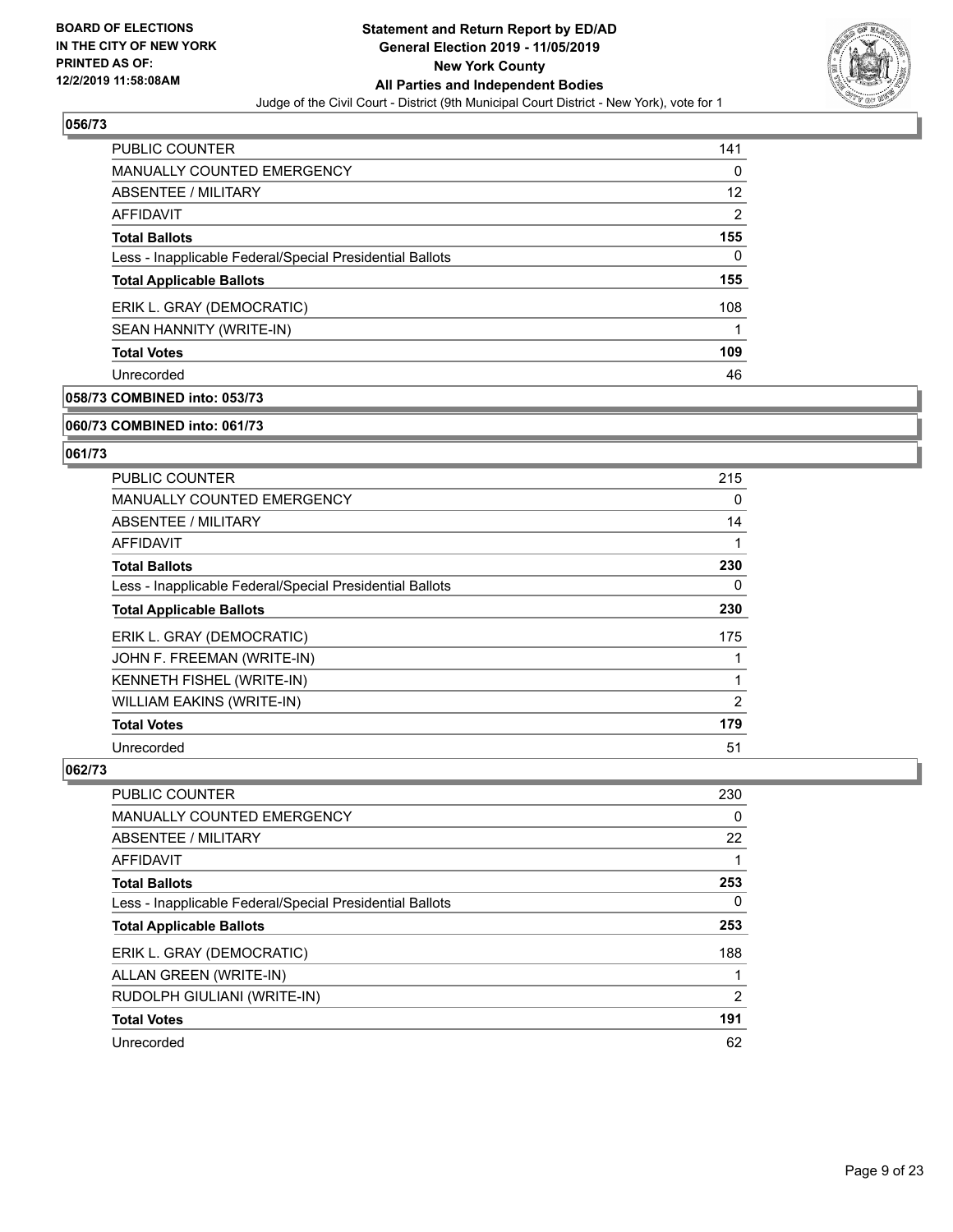### 056/73

| | |
|---|---|
| PUBLIC COUNTER | 141 |
| MANUALLY COUNTED EMERGENCY | 0 |
| ABSENTEE / MILITARY | 12 |
| AFFIDAVIT | 2 |
| **Total Ballots** | **155** |
| Less - Inapplicable Federal/Special Presidential Ballots | 0 |
| **Total Applicable Ballots** | **155** |
| ERIK L. GRAY (DEMOCRATIC) | 108 |
| SEAN HANNITY (WRITE-IN) | 1 |
| **Total Votes** | **109** |
| Unrecorded | 46 |

### 058/73 COMBINED into: 053/73

### 060/73 COMBINED into: 061/73

### 061/73

| | |
|---|---|
| PUBLIC COUNTER | 215 |
| MANUALLY COUNTED EMERGENCY | 0 |
| ABSENTEE / MILITARY | 14 |
| AFFIDAVIT | 1 |
| **Total Ballots** | **230** |
| Less - Inapplicable Federal/Special Presidential Ballots | 0 |
| **Total Applicable Ballots** | **230** |
| ERIK L. GRAY (DEMOCRATIC) | 175 |
| JOHN F. FREEMAN (WRITE-IN) | 1 |
| KENNETH FISHEL (WRITE-IN) | 1 |
| WILLIAM EAKINS (WRITE-IN) | 2 |
| **Total Votes** | **179** |
| Unrecorded | 51 |

### 062/73

| | |
|---|---|
| PUBLIC COUNTER | 230 |
| MANUALLY COUNTED EMERGENCY | 0 |
| ABSENTEE / MILITARY | 22 |
| AFFIDAVIT | 1 |
| **Total Ballots** | **253** |
| Less - Inapplicable Federal/Special Presidential Ballots | 0 |
| **Total Applicable Ballots** | **253** |
| ERIK L. GRAY (DEMOCRATIC) | 188 |
| ALLAN GREEN (WRITE-IN) | 1 |
| RUDOLPH GIULIANI (WRITE-IN) | 2 |
| **Total Votes** | **191** |
| Unrecorded | 62 |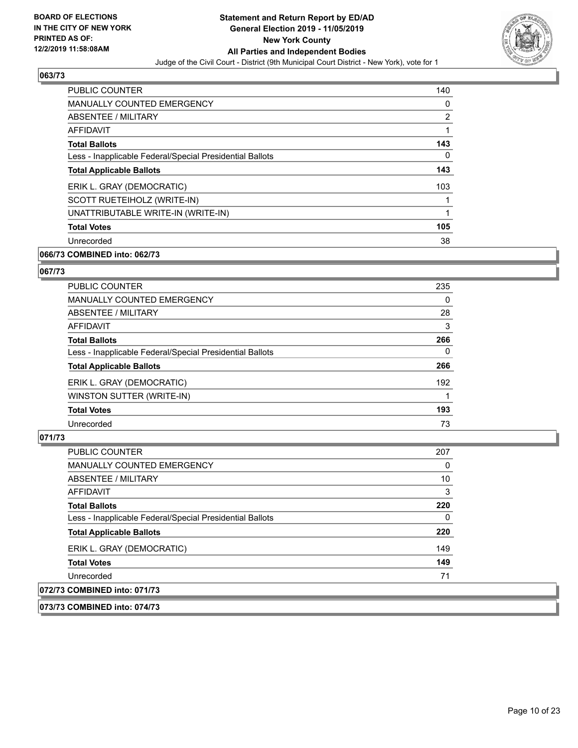## 063/73

| | |
|---|---|
| PUBLIC COUNTER | 140 |
| MANUALLY COUNTED EMERGENCY | 0 |
| ABSENTEE / MILITARY | 2 |
| AFFIDAVIT | 1 |
| **Total Ballots** | **143** |
| Less - Inapplicable Federal/Special Presidential Ballots | 0 |
| **Total Applicable Ballots** | **143** |
| ERIK L. GRAY (DEMOCRATIC) | 103 |
| SCOTT RUETEIHOLZ (WRITE-IN) | 1 |
| UNATTRIBUTABLE WRITE-IN (WRITE-IN) | 1 |
| **Total Votes** | **105** |
| Unrecorded | 38 |

## 066/73 COMBINED into: 062/73

## 067/73

| | |
|---|---|
| PUBLIC COUNTER | 235 |
| MANUALLY COUNTED EMERGENCY | 0 |
| ABSENTEE / MILITARY | 28 |
| AFFIDAVIT | 3 |
| **Total Ballots** | **266** |
| Less - Inapplicable Federal/Special Presidential Ballots | 0 |
| **Total Applicable Ballots** | **266** |
| ERIK L. GRAY (DEMOCRATIC) | 192 |
| WINSTON SUTTER (WRITE-IN) | 1 |
| **Total Votes** | **193** |
| Unrecorded | 73 |

## 071/73

| | |
|---|---|
| PUBLIC COUNTER | 207 |
| MANUALLY COUNTED EMERGENCY | 0 |
| ABSENTEE / MILITARY | 10 |
| AFFIDAVIT | 3 |
| **Total Ballots** | **220** |
| Less - Inapplicable Federal/Special Presidential Ballots | 0 |
| **Total Applicable Ballots** | **220** |
| ERIK L. GRAY (DEMOCRATIC) | 149 |
| **Total Votes** | **149** |
| Unrecorded | 71 |

## 072/73 COMBINED into: 071/73

## 073/73 COMBINED into: 074/73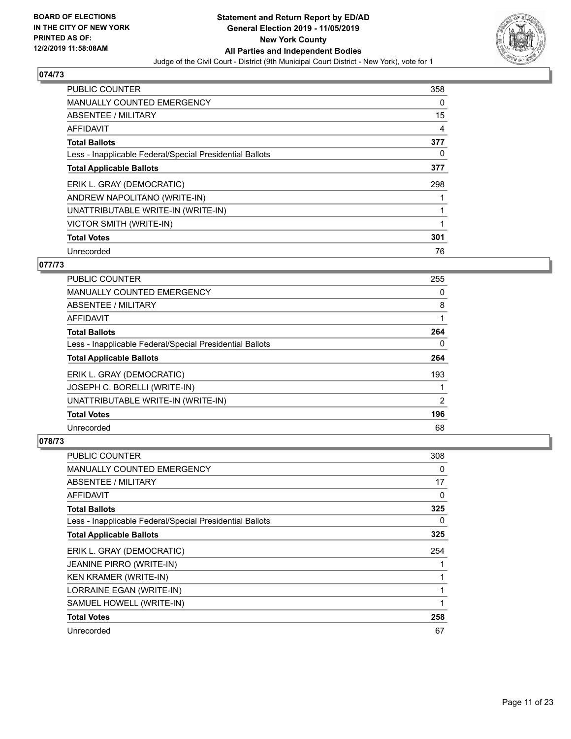**BOARD OF ELECTIONS IN THE CITY OF NEW YORK PRINTED AS OF: 12/2/2019 11:58:08AM**

**Statement and Return Report by ED/AD General Election 2019 - 11/05/2019 New York County All Parties and Independent Bodies**

Judge of the Civil Court - District (9th Municipal Court District - New York), vote for 1

### 074/73

| | |
|---|---|
| PUBLIC COUNTER | 358 |
| MANUALLY COUNTED EMERGENCY | 0 |
| ABSENTEE / MILITARY | 15 |
| AFFIDAVIT | 4 |
| **Total Ballots** | **377** |
| Less - Inapplicable Federal/Special Presidential Ballots | 0 |
| **Total Applicable Ballots** | **377** |
| ERIK L. GRAY (DEMOCRATIC) | 298 |
| ANDREW NAPOLITANO (WRITE-IN) | 1 |
| UNATTRIBUTABLE WRITE-IN (WRITE-IN) | 1 |
| VICTOR SMITH (WRITE-IN) | 1 |
| **Total Votes** | **301** |
| Unrecorded | 76 |

### 077/73

| | |
|---|---|
| PUBLIC COUNTER | 255 |
| MANUALLY COUNTED EMERGENCY | 0 |
| ABSENTEE / MILITARY | 8 |
| AFFIDAVIT | 1 |
| **Total Ballots** | **264** |
| Less - Inapplicable Federal/Special Presidential Ballots | 0 |
| **Total Applicable Ballots** | **264** |
| ERIK L. GRAY (DEMOCRATIC) | 193 |
| JOSEPH C. BORELLI (WRITE-IN) | 1 |
| UNATTRIBUTABLE WRITE-IN (WRITE-IN) | 2 |
| **Total Votes** | **196** |
| Unrecorded | 68 |

### 078/73

| | |
|---|---|
| PUBLIC COUNTER | 308 |
| MANUALLY COUNTED EMERGENCY | 0 |
| ABSENTEE / MILITARY | 17 |
| AFFIDAVIT | 0 |
| **Total Ballots** | **325** |
| Less - Inapplicable Federal/Special Presidential Ballots | 0 |
| **Total Applicable Ballots** | **325** |
| ERIK L. GRAY (DEMOCRATIC) | 254 |
| JEANINE PIRRO (WRITE-IN) | 1 |
| KEN KRAMER (WRITE-IN) | 1 |
| LORRAINE EGAN (WRITE-IN) | 1 |
| SAMUEL HOWELL (WRITE-IN) | 1 |
| **Total Votes** | **258** |
| Unrecorded | 67 |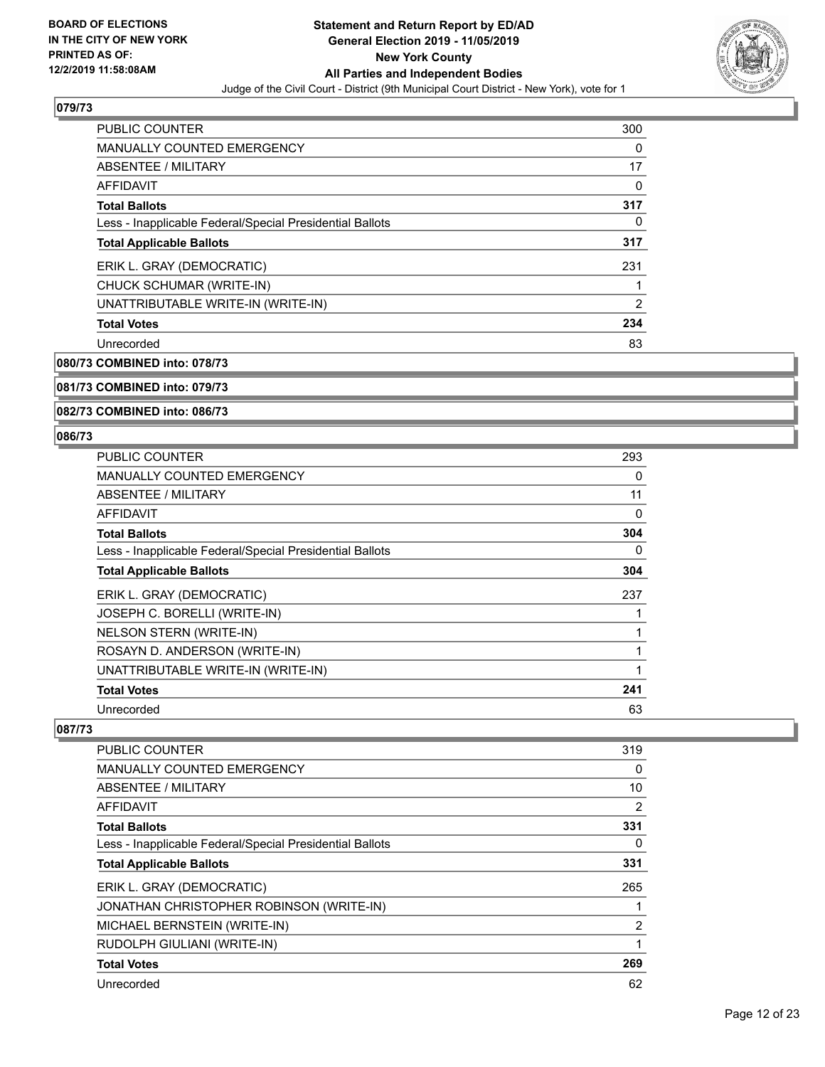## 079/73

| | |
|---|---|
| PUBLIC COUNTER | 300 |
| MANUALLY COUNTED EMERGENCY | 0 |
| ABSENTEE / MILITARY | 17 |
| AFFIDAVIT | 0 |
| **Total Ballots** | **317** |
| Less - Inapplicable Federal/Special Presidential Ballots | 0 |
| **Total Applicable Ballots** | **317** |
| ERIK L. GRAY (DEMOCRATIC) | 231 |
| CHUCK SCHUMAR (WRITE-IN) | 1 |
| UNATTRIBUTABLE WRITE-IN (WRITE-IN) | 2 |
| **Total Votes** | **234** |
| Unrecorded | 83 |

## 080/73 COMBINED into: 078/73

## 081/73 COMBINED into: 079/73

## 082/73 COMBINED into: 086/73

## 086/73

| | |
|---|---|
| PUBLIC COUNTER | 293 |
| MANUALLY COUNTED EMERGENCY | 0 |
| ABSENTEE / MILITARY | 11 |
| AFFIDAVIT | 0 |
| **Total Ballots** | **304** |
| Less - Inapplicable Federal/Special Presidential Ballots | 0 |
| **Total Applicable Ballots** | **304** |
| ERIK L. GRAY (DEMOCRATIC) | 237 |
| JOSEPH C. BORELLI (WRITE-IN) | 1 |
| NELSON STERN (WRITE-IN) | 1 |
| ROSAYN D. ANDERSON (WRITE-IN) | 1 |
| UNATTRIBUTABLE WRITE-IN (WRITE-IN) | 1 |
| **Total Votes** | **241** |
| Unrecorded | 63 |

## 087/73

| | |
|---|---|
| PUBLIC COUNTER | 319 |
| MANUALLY COUNTED EMERGENCY | 0 |
| ABSENTEE / MILITARY | 10 |
| AFFIDAVIT | 2 |
| **Total Ballots** | **331** |
| Less - Inapplicable Federal/Special Presidential Ballots | 0 |
| **Total Applicable Ballots** | **331** |
| ERIK L. GRAY (DEMOCRATIC) | 265 |
| JONATHAN CHRISTOPHER ROBINSON (WRITE-IN) | 1 |
| MICHAEL BERNSTEIN (WRITE-IN) | 2 |
| RUDOLPH GIULIANI (WRITE-IN) | 1 |
| **Total Votes** | **269** |
| Unrecorded | 62 |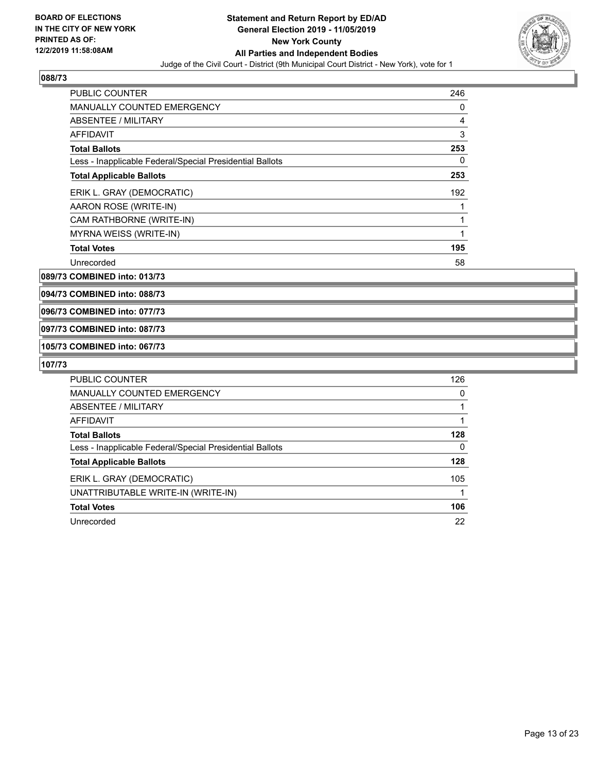## 088/73

| | |
|---|---|
| PUBLIC COUNTER | 246 |
| MANUALLY COUNTED EMERGENCY | 0 |
| ABSENTEE / MILITARY | 4 |
| AFFIDAVIT | 3 |
| **Total Ballots** | **253** |
| Less - Inapplicable Federal/Special Presidential Ballots | 0 |
| **Total Applicable Ballots** | **253** |
| ERIK L. GRAY (DEMOCRATIC) | 192 |
| AARON ROSE (WRITE-IN) | 1 |
| CAM RATHBORNE (WRITE-IN) | 1 |
| MYRNA WEISS (WRITE-IN) | 1 |
| **Total Votes** | **195** |
| Unrecorded | 58 |

**089/73 COMBINED into: 013/73**

**094/73 COMBINED into: 088/73**

**096/73 COMBINED into: 077/73**

**097/73 COMBINED into: 087/73**

**105/73 COMBINED into: 067/73**

## 107/73

| | |
|---|---|
| PUBLIC COUNTER | 126 |
| MANUALLY COUNTED EMERGENCY | 0 |
| ABSENTEE / MILITARY | 1 |
| AFFIDAVIT | 1 |
| **Total Ballots** | **128** |
| Less - Inapplicable Federal/Special Presidential Ballots | 0 |
| **Total Applicable Ballots** | **128** |
| ERIK L. GRAY (DEMOCRATIC) | 105 |
| UNATTRIBUTABLE WRITE-IN (WRITE-IN) | 1 |
| **Total Votes** | **106** |
| Unrecorded | 22 |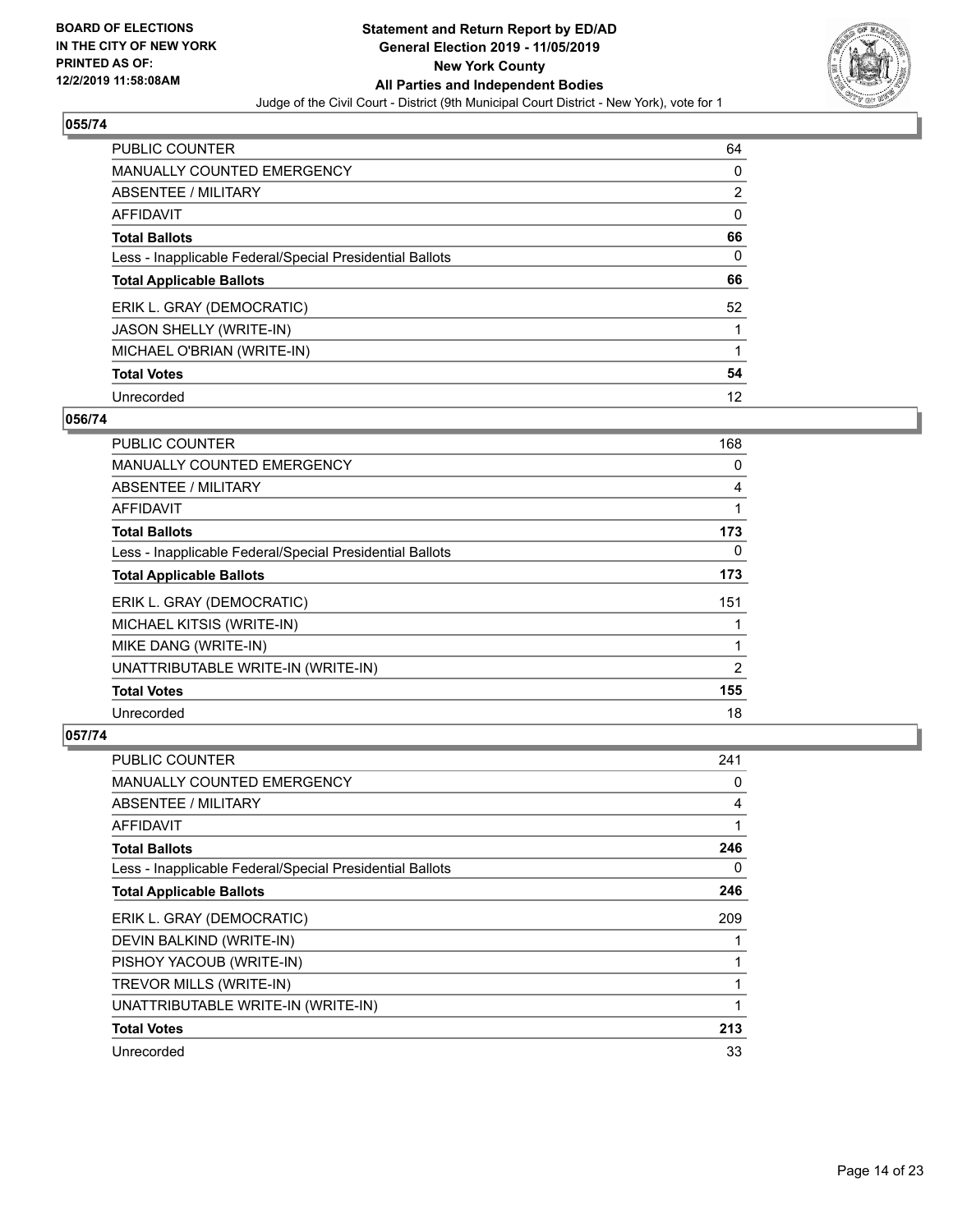**BOARD OF ELECTIONS IN THE CITY OF NEW YORK PRINTED AS OF: 12/2/2019 11:58:08AM**

**Statement and Return Report by ED/AD General Election 2019 - 11/05/2019 New York County All Parties and Independent Bodies**

Judge of the Civil Court - District (9th Municipal Court District - New York), vote for 1

## 055/74

| | |
|---|---|
| PUBLIC COUNTER | 64 |
| MANUALLY COUNTED EMERGENCY | 0 |
| ABSENTEE / MILITARY | 2 |
| AFFIDAVIT | 0 |
| **Total Ballots** | **66** |
| Less - Inapplicable Federal/Special Presidential Ballots | 0 |
| **Total Applicable Ballots** | **66** |
| ERIK L. GRAY (DEMOCRATIC) | 52 |
| JASON SHELLY (WRITE-IN) | 1 |
| MICHAEL O'BRIAN (WRITE-IN) | 1 |
| **Total Votes** | **54** |
| Unrecorded | 12 |

## 056/74

| | |
|---|---|
| PUBLIC COUNTER | 168 |
| MANUALLY COUNTED EMERGENCY | 0 |
| ABSENTEE / MILITARY | 4 |
| AFFIDAVIT | 1 |
| **Total Ballots** | **173** |
| Less - Inapplicable Federal/Special Presidential Ballots | 0 |
| **Total Applicable Ballots** | **173** |
| ERIK L. GRAY (DEMOCRATIC) | 151 |
| MICHAEL KITSIS (WRITE-IN) | 1 |
| MIKE DANG (WRITE-IN) | 1 |
| UNATTRIBUTABLE WRITE-IN (WRITE-IN) | 2 |
| **Total Votes** | **155** |
| Unrecorded | 18 |

## 057/74

| | |
|---|---|
| PUBLIC COUNTER | 241 |
| MANUALLY COUNTED EMERGENCY | 0 |
| ABSENTEE / MILITARY | 4 |
| AFFIDAVIT | 1 |
| **Total Ballots** | **246** |
| Less - Inapplicable Federal/Special Presidential Ballots | 0 |
| **Total Applicable Ballots** | **246** |
| ERIK L. GRAY (DEMOCRATIC) | 209 |
| DEVIN BALKIND (WRITE-IN) | 1 |
| PISHOY YACOUB (WRITE-IN) | 1 |
| TREVOR MILLS (WRITE-IN) | 1 |
| UNATTRIBUTABLE WRITE-IN (WRITE-IN) | 1 |
| **Total Votes** | **213** |
| Unrecorded | 33 |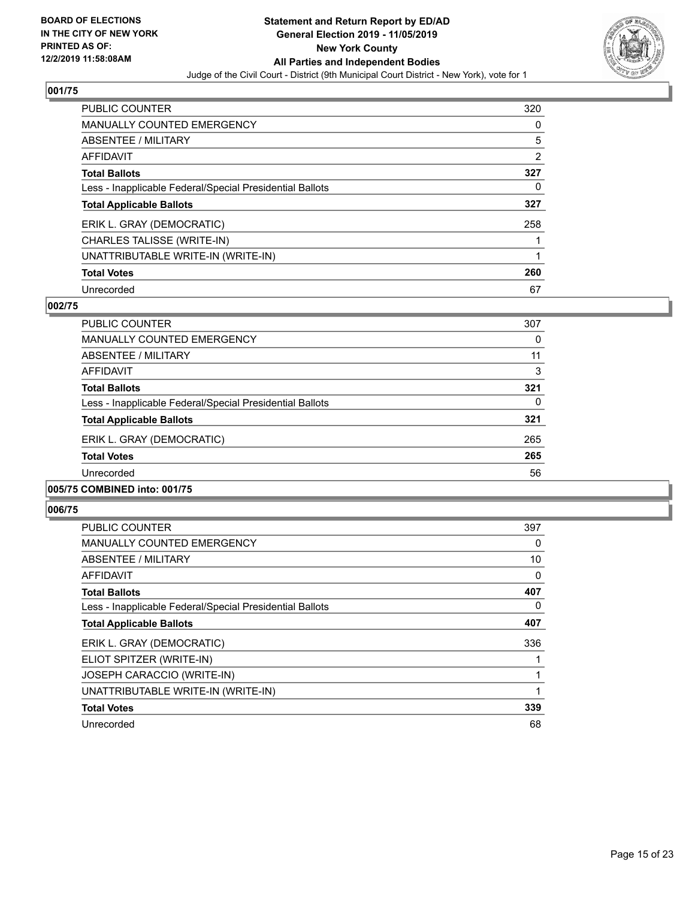## 001/75

| | |
|---|---|
| PUBLIC COUNTER | 320 |
| MANUALLY COUNTED EMERGENCY | 0 |
| ABSENTEE / MILITARY | 5 |
| AFFIDAVIT | 2 |
| **Total Ballots** | **327** |
| Less - Inapplicable Federal/Special Presidential Ballots | 0 |
| **Total Applicable Ballots** | **327** |
| ERIK L. GRAY (DEMOCRATIC) | 258 |
| CHARLES TALISSE (WRITE-IN) | 1 |
| UNATTRIBUTABLE WRITE-IN (WRITE-IN) | 1 |
| **Total Votes** | **260** |
| Unrecorded | 67 |

## 002/75

| | |
|---|---|
| PUBLIC COUNTER | 307 |
| MANUALLY COUNTED EMERGENCY | 0 |
| ABSENTEE / MILITARY | 11 |
| AFFIDAVIT | 3 |
| **Total Ballots** | **321** |
| Less - Inapplicable Federal/Special Presidential Ballots | 0 |
| **Total Applicable Ballots** | **321** |
| ERIK L. GRAY (DEMOCRATIC) | 265 |
| **Total Votes** | **265** |
| Unrecorded | 56 |

## 005/75 COMBINED into: 001/75

## 006/75

| | |
|---|---|
| PUBLIC COUNTER | 397 |
| MANUALLY COUNTED EMERGENCY | 0 |
| ABSENTEE / MILITARY | 10 |
| AFFIDAVIT | 0 |
| **Total Ballots** | **407** |
| Less - Inapplicable Federal/Special Presidential Ballots | 0 |
| **Total Applicable Ballots** | **407** |
| ERIK L. GRAY (DEMOCRATIC) | 336 |
| ELIOT SPITZER (WRITE-IN) | 1 |
| JOSEPH CARACCIO (WRITE-IN) | 1 |
| UNATTRIBUTABLE WRITE-IN (WRITE-IN) | 1 |
| **Total Votes** | **339** |
| Unrecorded | 68 |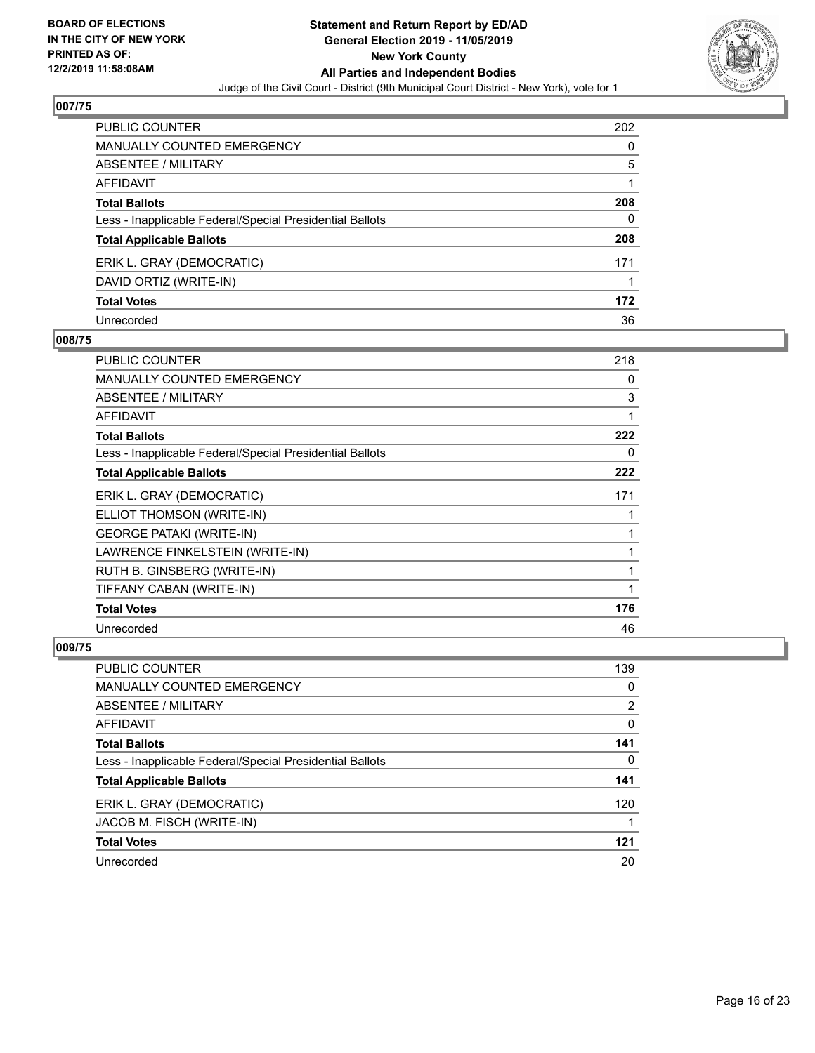**BOARD OF ELECTIONS IN THE CITY OF NEW YORK PRINTED AS OF: 12/2/2019 11:58:08AM**

**Statement and Return Report by ED/AD General Election 2019 - 11/05/2019 New York County All Parties and Independent Bodies**

Judge of the Civil Court - District (9th Municipal Court District - New York), vote for 1

## 007/75

| | |
|---|---|
| PUBLIC COUNTER | 202 |
| MANUALLY COUNTED EMERGENCY | 0 |
| ABSENTEE / MILITARY | 5 |
| AFFIDAVIT | 1 |
| **Total Ballots** | **208** |
| Less - Inapplicable Federal/Special Presidential Ballots | 0 |
| **Total Applicable Ballots** | **208** |
| ERIK L. GRAY (DEMOCRATIC) | 171 |
| DAVID ORTIZ (WRITE-IN) | 1 |
| **Total Votes** | **172** |
| Unrecorded | 36 |

## 008/75

| | |
|---|---|
| PUBLIC COUNTER | 218 |
| MANUALLY COUNTED EMERGENCY | 0 |
| ABSENTEE / MILITARY | 3 |
| AFFIDAVIT | 1 |
| **Total Ballots** | **222** |
| Less - Inapplicable Federal/Special Presidential Ballots | 0 |
| **Total Applicable Ballots** | **222** |
| ERIK L. GRAY (DEMOCRATIC) | 171 |
| ELLIOT THOMSON (WRITE-IN) | 1 |
| GEORGE PATAKI (WRITE-IN) | 1 |
| LAWRENCE FINKELSTEIN (WRITE-IN) | 1 |
| RUTH B. GINSBERG (WRITE-IN) | 1 |
| TIFFANY CABAN (WRITE-IN) | 1 |
| **Total Votes** | **176** |
| Unrecorded | 46 |

## 009/75

| | |
|---|---|
| PUBLIC COUNTER | 139 |
| MANUALLY COUNTED EMERGENCY | 0 |
| ABSENTEE / MILITARY | 2 |
| AFFIDAVIT | 0 |
| **Total Ballots** | **141** |
| Less - Inapplicable Federal/Special Presidential Ballots | 0 |
| **Total Applicable Ballots** | **141** |
| ERIK L. GRAY (DEMOCRATIC) | 120 |
| JACOB M. FISCH (WRITE-IN) | 1 |
| **Total Votes** | **121** |
| Unrecorded | 20 |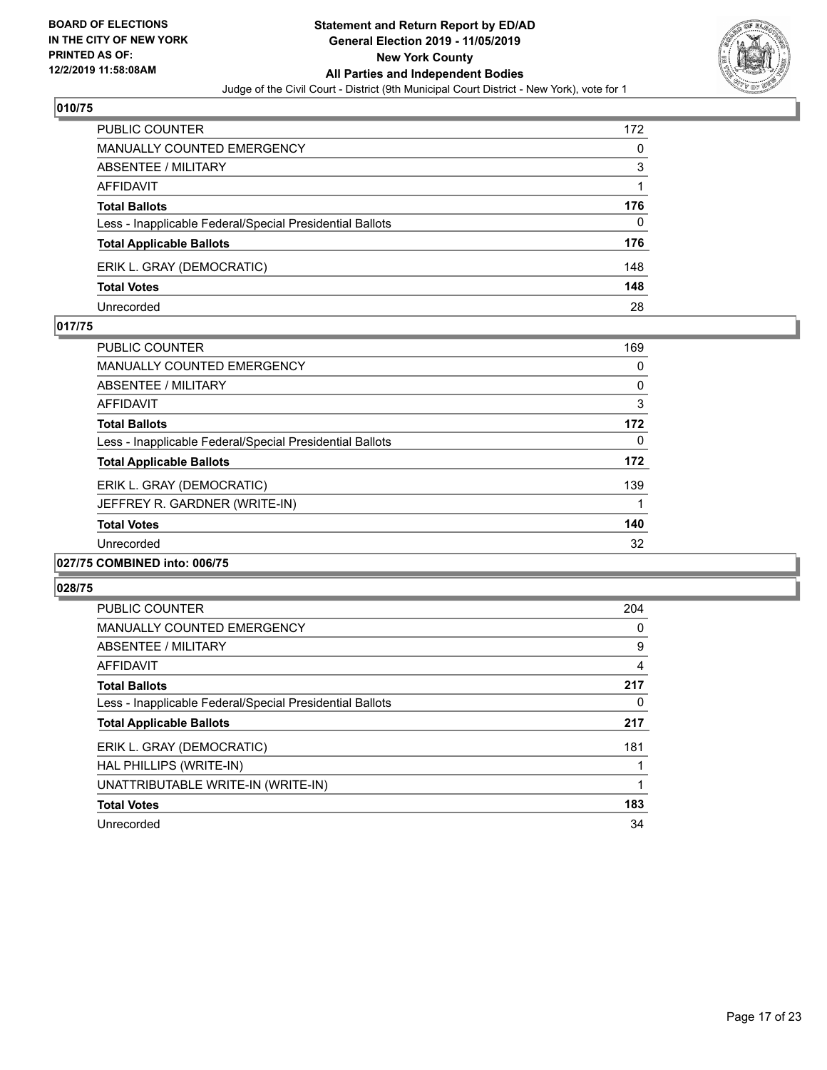**BOARD OF ELECTIONS IN THE CITY OF NEW YORK PRINTED AS OF: 12/2/2019 11:58:08AM**

# Statement and Return Report by ED/AD General Election 2019 - 11/05/2019 New York County All Parties and Independent Bodies

Judge of the Civil Court - District (9th Municipal Court District - New York), vote for 1

## 010/75

| | |
|---|---|
| PUBLIC COUNTER | 172 |
| MANUALLY COUNTED EMERGENCY | 0 |
| ABSENTEE / MILITARY | 3 |
| AFFIDAVIT | 1 |
| **Total Ballots** | **176** |
| Less - Inapplicable Federal/Special Presidential Ballots | 0 |
| **Total Applicable Ballots** | **176** |
| ERIK L. GRAY (DEMOCRATIC) | 148 |
| **Total Votes** | **148** |
| Unrecorded | 28 |

## 017/75

| | |
|---|---|
| PUBLIC COUNTER | 169 |
| MANUALLY COUNTED EMERGENCY | 0 |
| ABSENTEE / MILITARY | 0 |
| AFFIDAVIT | 3 |
| **Total Ballots** | **172** |
| Less - Inapplicable Federal/Special Presidential Ballots | 0 |
| **Total Applicable Ballots** | **172** |
| ERIK L. GRAY (DEMOCRATIC) | 139 |
| JEFFREY R. GARDNER (WRITE-IN) | 1 |
| **Total Votes** | **140** |
| Unrecorded | 32 |

## 027/75 COMBINED into: 006/75

## 028/75

| | |
|---|---|
| PUBLIC COUNTER | 204 |
| MANUALLY COUNTED EMERGENCY | 0 |
| ABSENTEE / MILITARY | 9 |
| AFFIDAVIT | 4 |
| **Total Ballots** | **217** |
| Less - Inapplicable Federal/Special Presidential Ballots | 0 |
| **Total Applicable Ballots** | **217** |
| ERIK L. GRAY (DEMOCRATIC) | 181 |
| HAL PHILLIPS (WRITE-IN) | 1 |
| UNATTRIBUTABLE WRITE-IN (WRITE-IN) | 1 |
| **Total Votes** | **183** |
| Unrecorded | 34 |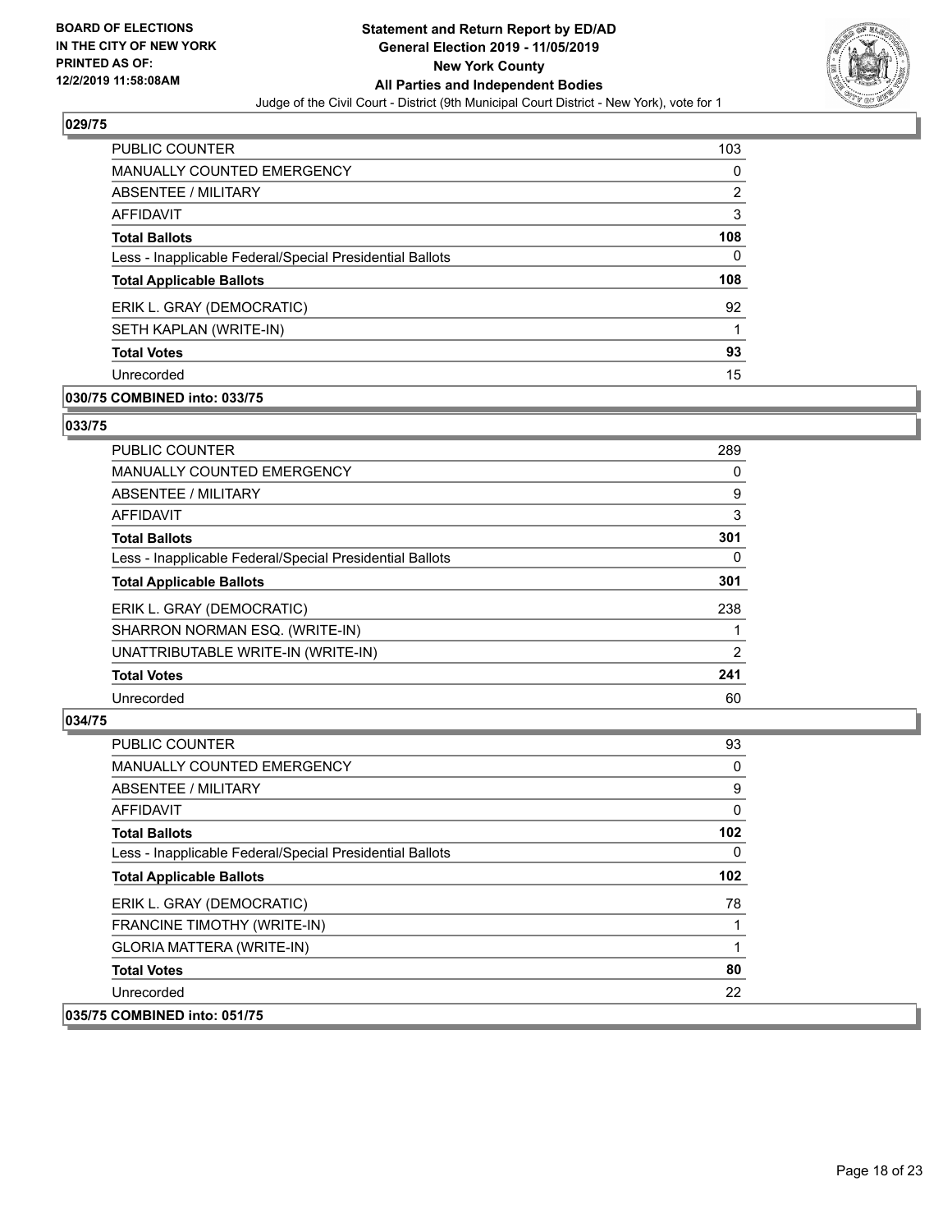**029/75**

| | |
|---|---|
| PUBLIC COUNTER | 103 |
| MANUALLY COUNTED EMERGENCY | 0 |
| ABSENTEE / MILITARY | 2 |
| AFFIDAVIT | 3 |
| **Total Ballots** | **108** |
| Less - Inapplicable Federal/Special Presidential Ballots | 0 |
| **Total Applicable Ballots** | **108** |
| ERIK L. GRAY (DEMOCRATIC) | 92 |
| SETH KAPLAN (WRITE-IN) | 1 |
| **Total Votes** | **93** |
| Unrecorded | 15 |

**030/75 COMBINED into: 033/75**

**033/75**

| | |
|---|---|
| PUBLIC COUNTER | 289 |
| MANUALLY COUNTED EMERGENCY | 0 |
| ABSENTEE / MILITARY | 9 |
| AFFIDAVIT | 3 |
| **Total Ballots** | **301** |
| Less - Inapplicable Federal/Special Presidential Ballots | 0 |
| **Total Applicable Ballots** | **301** |
| ERIK L. GRAY (DEMOCRATIC) | 238 |
| SHARRON NORMAN ESQ. (WRITE-IN) | 1 |
| UNATTRIBUTABLE WRITE-IN (WRITE-IN) | 2 |
| **Total Votes** | **241** |
| Unrecorded | 60 |

**034/75**

| | |
|---|---|
| PUBLIC COUNTER | 93 |
| MANUALLY COUNTED EMERGENCY | 0 |
| ABSENTEE / MILITARY | 9 |
| AFFIDAVIT | 0 |
| **Total Ballots** | **102** |
| Less - Inapplicable Federal/Special Presidential Ballots | 0 |
| **Total Applicable Ballots** | **102** |
| ERIK L. GRAY (DEMOCRATIC) | 78 |
| FRANCINE TIMOTHY (WRITE-IN) | 1 |
| GLORIA MATTERA (WRITE-IN) | 1 |
| **Total Votes** | **80** |
| Unrecorded | 22 |

**035/75 COMBINED into: 051/75**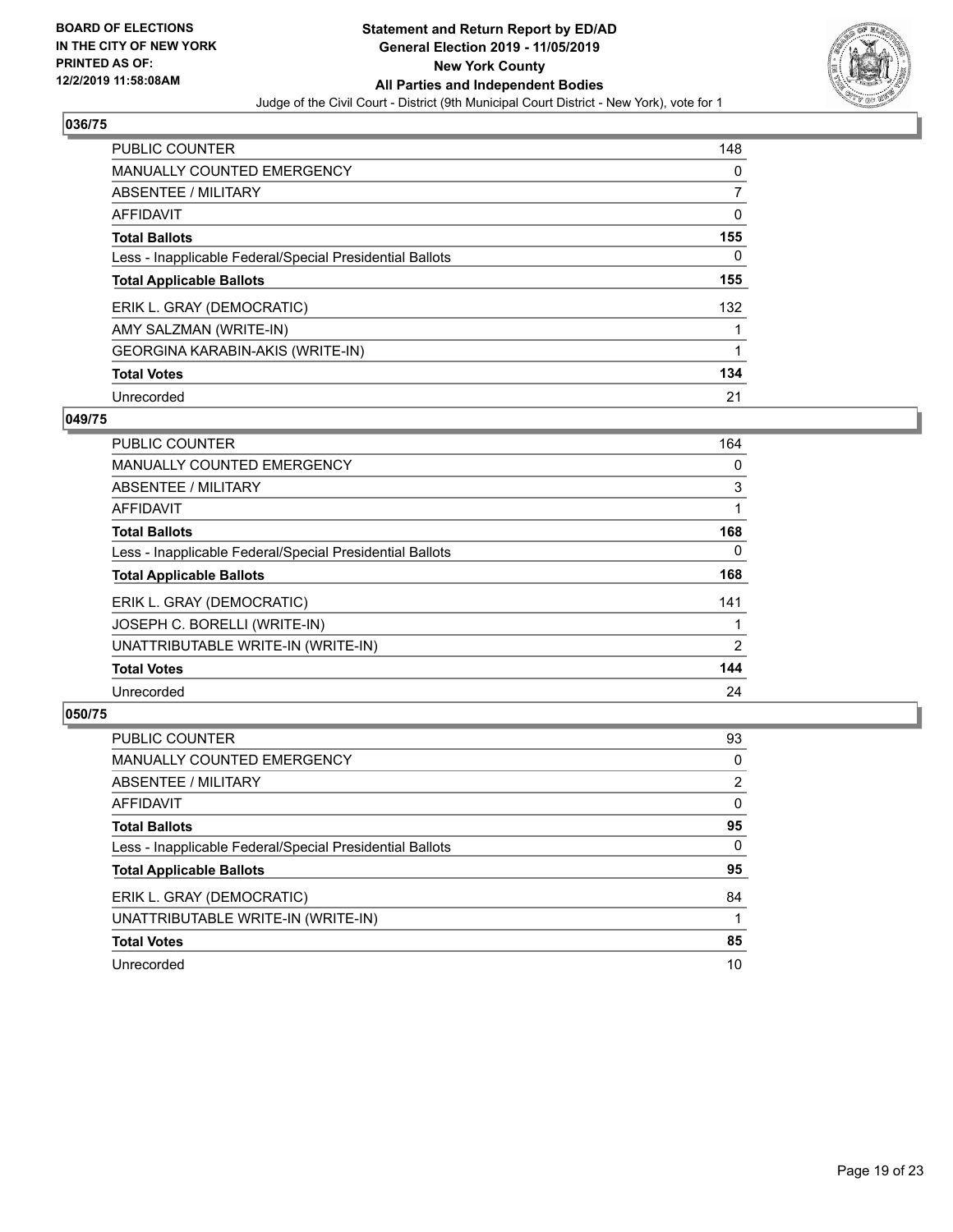BOARD OF ELECTIONS
IN THE CITY OF NEW YORK
PRINTED AS OF:
12/2/2019 11:58:08AM

**Statement and Return Report by ED/AD**
**General Election 2019 - 11/05/2019**
**New York County**
**All Parties and Independent Bodies**
Judge of the Civil Court - District (9th Municipal Court District - New York), vote for 1

### 036/75

| | |
|---|---|
| PUBLIC COUNTER | 148 |
| MANUALLY COUNTED EMERGENCY | 0 |
| ABSENTEE / MILITARY | 7 |
| AFFIDAVIT | 0 |
| **Total Ballots** | **155** |
| Less - Inapplicable Federal/Special Presidential Ballots | 0 |
| **Total Applicable Ballots** | **155** |
| ERIK L. GRAY (DEMOCRATIC) | 132 |
| AMY SALZMAN (WRITE-IN) | 1 |
| GEORGINA KARABIN-AKIS (WRITE-IN) | 1 |
| **Total Votes** | **134** |
| Unrecorded | 21 |

### 049/75

| | |
|---|---|
| PUBLIC COUNTER | 164 |
| MANUALLY COUNTED EMERGENCY | 0 |
| ABSENTEE / MILITARY | 3 |
| AFFIDAVIT | 1 |
| **Total Ballots** | **168** |
| Less - Inapplicable Federal/Special Presidential Ballots | 0 |
| **Total Applicable Ballots** | **168** |
| ERIK L. GRAY (DEMOCRATIC) | 141 |
| JOSEPH C. BORELLI (WRITE-IN) | 1 |
| UNATTRIBUTABLE WRITE-IN (WRITE-IN) | 2 |
| **Total Votes** | **144** |
| Unrecorded | 24 |

### 050/75

| | |
|---|---|
| PUBLIC COUNTER | 93 |
| MANUALLY COUNTED EMERGENCY | 0 |
| ABSENTEE / MILITARY | 2 |
| AFFIDAVIT | 0 |
| **Total Ballots** | **95** |
| Less - Inapplicable Federal/Special Presidential Ballots | 0 |
| **Total Applicable Ballots** | **95** |
| ERIK L. GRAY (DEMOCRATIC) | 84 |
| UNATTRIBUTABLE WRITE-IN (WRITE-IN) | 1 |
| **Total Votes** | **85** |
| Unrecorded | 10 |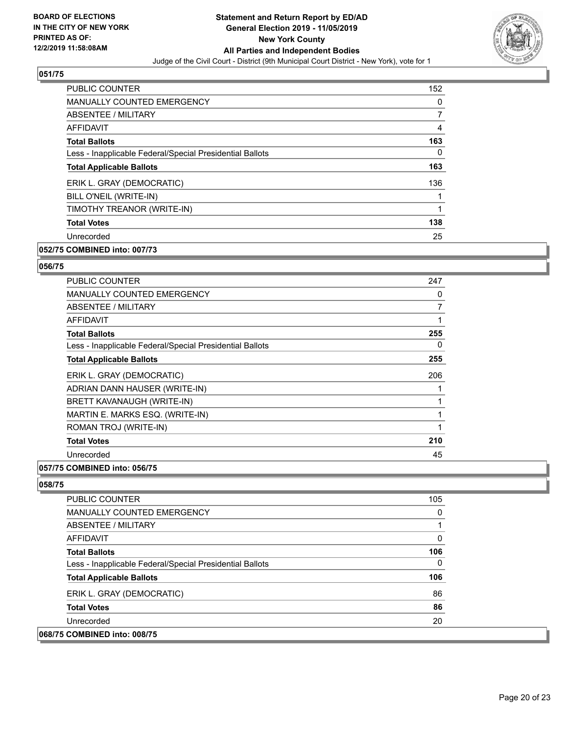**BOARD OF ELECTIONS IN THE CITY OF NEW YORK PRINTED AS OF: 12/2/2019 11:58:08AM**

**Statement and Return Report by ED/AD General Election 2019 - 11/05/2019 New York County All Parties and Independent Bodies**

Judge of the Civil Court - District (9th Municipal Court District - New York), vote for 1

## 051/75

| | |
|---|---|
| PUBLIC COUNTER | 152 |
| MANUALLY COUNTED EMERGENCY | 0 |
| ABSENTEE / MILITARY | 7 |
| AFFIDAVIT | 4 |
| **Total Ballots** | **163** |
| Less - Inapplicable Federal/Special Presidential Ballots | 0 |
| **Total Applicable Ballots** | **163** |
| ERIK L. GRAY (DEMOCRATIC) | 136 |
| BILL O'NEIL (WRITE-IN) | 1 |
| TIMOTHY TREANOR (WRITE-IN) | 1 |
| **Total Votes** | **138** |
| Unrecorded | 25 |

**052/75 COMBINED into: 007/73**

## 056/75

| | |
|---|---|
| PUBLIC COUNTER | 247 |
| MANUALLY COUNTED EMERGENCY | 0 |
| ABSENTEE / MILITARY | 7 |
| AFFIDAVIT | 1 |
| **Total Ballots** | **255** |
| Less - Inapplicable Federal/Special Presidential Ballots | 0 |
| **Total Applicable Ballots** | **255** |
| ERIK L. GRAY (DEMOCRATIC) | 206 |
| ADRIAN DANN HAUSER (WRITE-IN) | 1 |
| BRETT KAVANAUGH (WRITE-IN) | 1 |
| MARTIN E. MARKS ESQ. (WRITE-IN) | 1 |
| ROMAN TROJ (WRITE-IN) | 1 |
| **Total Votes** | **210** |
| Unrecorded | 45 |

**057/75 COMBINED into: 056/75**

## 058/75

| | |
|---|---|
| PUBLIC COUNTER | 105 |
| MANUALLY COUNTED EMERGENCY | 0 |
| ABSENTEE / MILITARY | 1 |
| AFFIDAVIT | 0 |
| **Total Ballots** | **106** |
| Less - Inapplicable Federal/Special Presidential Ballots | 0 |
| **Total Applicable Ballots** | **106** |
| ERIK L. GRAY (DEMOCRATIC) | 86 |
| **Total Votes** | **86** |
| Unrecorded | 20 |

**068/75 COMBINED into: 008/75**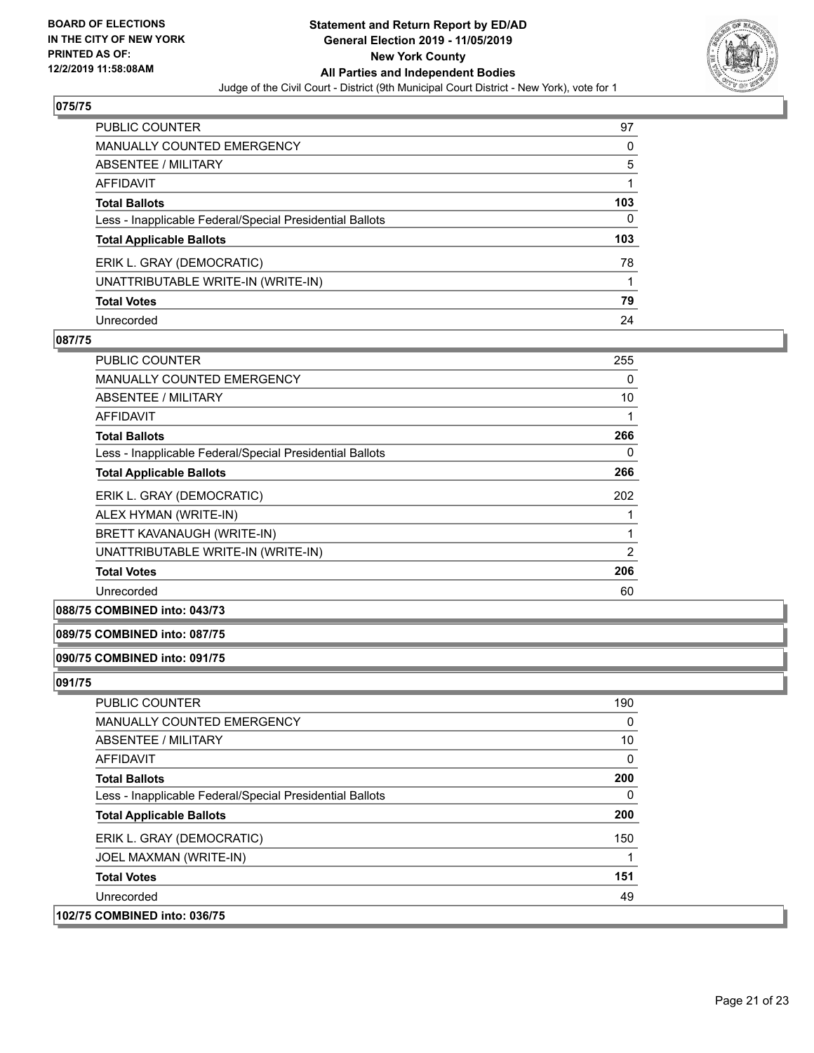### 075/75

| | |
|---|---|
| PUBLIC COUNTER | 97 |
| MANUALLY COUNTED EMERGENCY | 0 |
| ABSENTEE / MILITARY | 5 |
| AFFIDAVIT | 1 |
| **Total Ballots** | **103** |
| Less - Inapplicable Federal/Special Presidential Ballots | 0 |
| **Total Applicable Ballots** | **103** |
| ERIK L. GRAY (DEMOCRATIC) | 78 |
| UNATTRIBUTABLE WRITE-IN (WRITE-IN) | 1 |
| **Total Votes** | **79** |
| Unrecorded | 24 |

### 087/75

| | |
|---|---|
| PUBLIC COUNTER | 255 |
| MANUALLY COUNTED EMERGENCY | 0 |
| ABSENTEE / MILITARY | 10 |
| AFFIDAVIT | 1 |
| **Total Ballots** | **266** |
| Less - Inapplicable Federal/Special Presidential Ballots | 0 |
| **Total Applicable Ballots** | **266** |
| ERIK L. GRAY (DEMOCRATIC) | 202 |
| ALEX HYMAN (WRITE-IN) | 1 |
| BRETT KAVANAUGH (WRITE-IN) | 1 |
| UNATTRIBUTABLE WRITE-IN (WRITE-IN) | 2 |
| **Total Votes** | **206** |
| Unrecorded | 60 |

### 088/75 COMBINED into: 043/73

### 089/75 COMBINED into: 087/75

### 090/75 COMBINED into: 091/75

### 091/75

| | |
|---|---|
| PUBLIC COUNTER | 190 |
| MANUALLY COUNTED EMERGENCY | 0 |
| ABSENTEE / MILITARY | 10 |
| AFFIDAVIT | 0 |
| **Total Ballots** | **200** |
| Less - Inapplicable Federal/Special Presidential Ballots | 0 |
| **Total Applicable Ballots** | **200** |
| ERIK L. GRAY (DEMOCRATIC) | 150 |
| JOEL MAXMAN (WRITE-IN) | 1 |
| **Total Votes** | **151** |
| Unrecorded | 49 |

### 102/75 COMBINED into: 036/75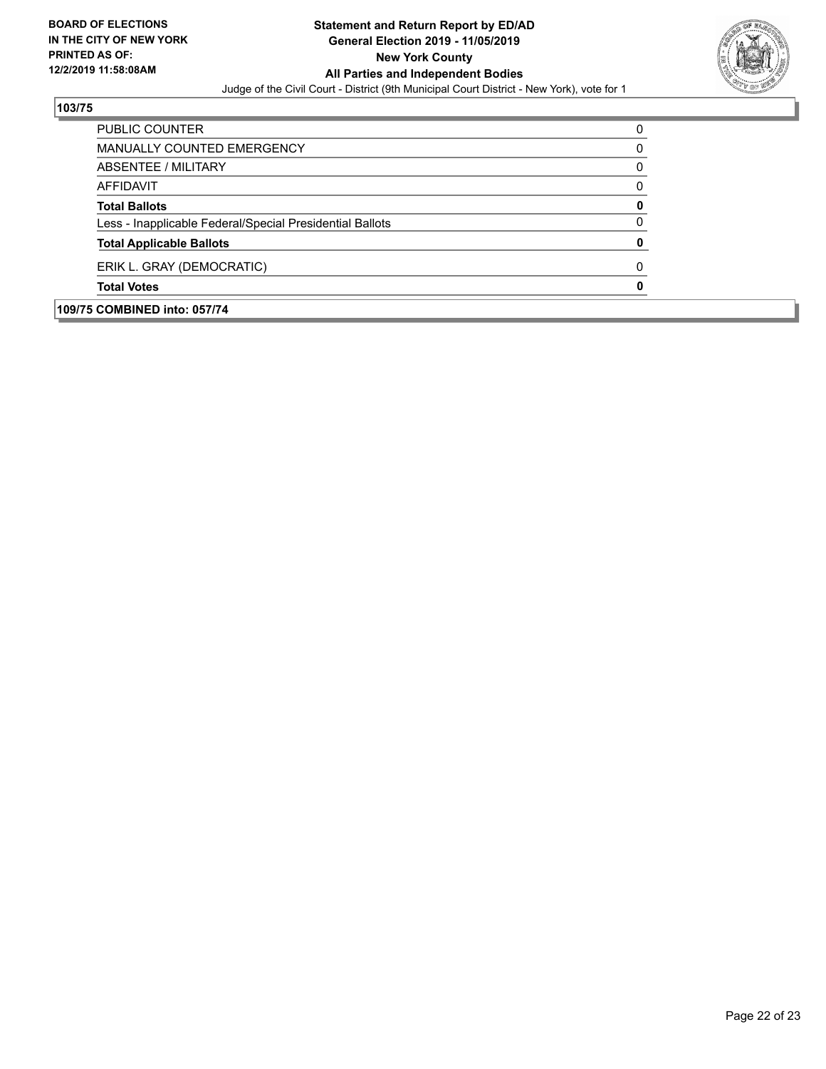**103/75**

| | |
|---|---|
| PUBLIC COUNTER | 0 |
| MANUALLY COUNTED EMERGENCY | 0 |
| ABSENTEE / MILITARY | 0 |
| AFFIDAVIT | 0 |
| **Total Ballots** | **0** |
| Less - Inapplicable Federal/Special Presidential Ballots | 0 |
| **Total Applicable Ballots** | **0** |
| ERIK L. GRAY (DEMOCRATIC) | 0 |
| **Total Votes** | **0** |

**109/75 COMBINED into: 057/74**